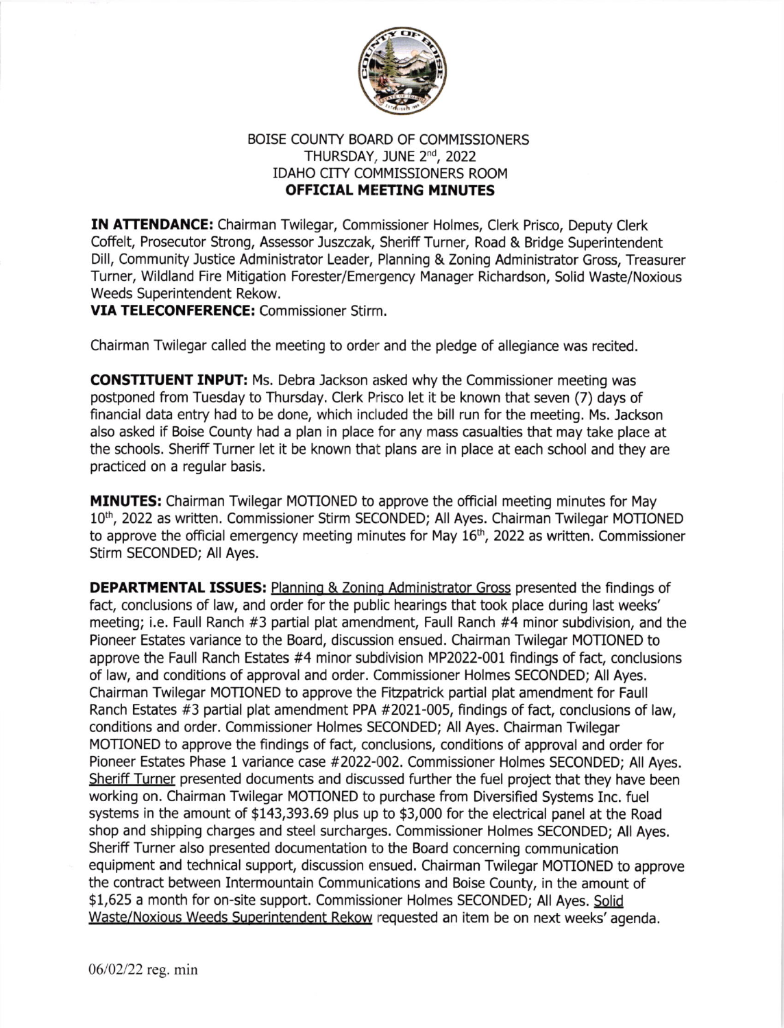# BOISE COUNTY BOARD OF COMMISSIONERS
## THURSDAY, JUNE 2nd, 2022
## IDAHO CITY COMMISSIONERS ROOM
## OFFICIAL MEETING MINUTES

**IN ATTENDANCE:** Chairman Twilegar, Commissioner Holmes, Clerk Prisco, Deputy Clerk Coffelt, Prosecutor Strong, Assessor Juszczak, Sheriff Turner, Road & Bridge Superintendent Dill, Community Justice Administrator Leader, Planning & Zoning Administrator Gross, Treasurer Turner, Wildland Fire Mitigation Forester/Emergency Manager Richardson, Solid Waste/Noxious Weeds Superintendent Rekow.
**VIA TELECONFERENCE:** Commissioner Stirm.

Chairman Twilegar called the meeting to order and the pledge of allegiance was recited.

**CONSTITUENT INPUT:** Ms. Debra Jackson asked why the Commissioner meeting was postponed from Tuesday to Thursday. Clerk Prisco let it be known that seven (7) days of financial data entry had to be done, which included the bill run for the meeting. Ms. Jackson also asked if Boise County had a plan in place for any mass casualties that may take place at the schools. Sheriff Turner let it be known that plans are in place at each school and they are practiced on a regular basis.

**MINUTES:** Chairman Twilegar MOTIONED to approve the official meeting minutes for May 10th, 2022 as written. Commissioner Stirm SECONDED; All Ayes. Chairman Twilegar MOTIONED to approve the official emergency meeting minutes for May 16th, 2022 as written. Commissioner Stirm SECONDED; All Ayes.

**DEPARTMENTAL ISSUES:** Planning & Zoning Administrator Gross presented the findings of fact, conclusions of law, and order for the public hearings that took place during last weeks' meeting; i.e. Faull Ranch #3 partial plat amendment, Faull Ranch #4 minor subdivision, and the Pioneer Estates variance to the Board, discussion ensued. Chairman Twilegar MOTIONED to approve the Faull Ranch Estates #4 minor subdivision MP2022-001 findings of fact, conclusions of law, and conditions of approval and order. Commissioner Holmes SECONDED; All Ayes. Chairman Twilegar MOTIONED to approve the Fitzpatrick partial plat amendment for Faull Ranch Estates #3 partial plat amendment PPA #2021-005, findings of fact, conclusions of law, conditions and order. Commissioner Holmes SECONDED; All Ayes. Chairman Twilegar MOTIONED to approve the findings of fact, conclusions, conditions of approval and order for Pioneer Estates Phase 1 variance case #2022-002. Commissioner Holmes SECONDED; All Ayes. Sheriff Turner presented documents and discussed further the fuel project that they have been working on. Chairman Twilegar MOTIONED to purchase from Diversified Systems Inc. fuel systems in the amount of $143,393.69 plus up to $3,000 for the electrical panel at the Road shop and shipping charges and steel surcharges. Commissioner Holmes SECONDED; All Ayes. Sheriff Turner also presented documentation to the Board concerning communication equipment and technical support, discussion ensued. Chairman Twilegar MOTIONED to approve the contract between Intermountain Communications and Boise County, in the amount of $1,625 a month for on-site support. Commissioner Holmes SECONDED; All Ayes. Solid Waste/Noxious Weeds Superintendent Rekow requested an item be on next weeks' agenda.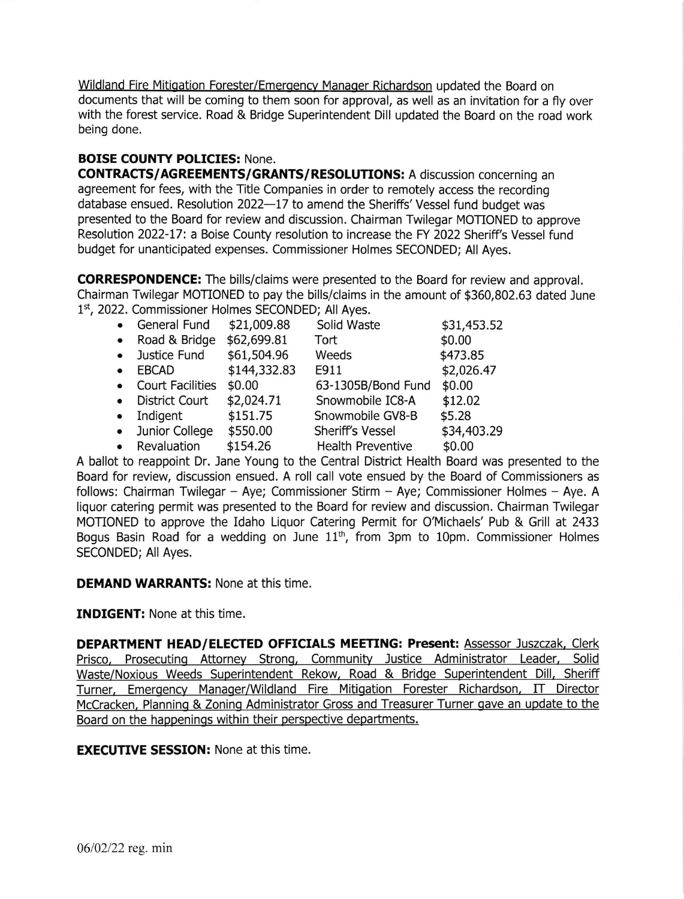Wildland Fire Mitigation Forester/Emergency Manager Richardson updated the Board on documents that will be coming to them soon for approval, as well as an invitation for a fly over with the forest service. Road & Bridge Superintendent Dill updated the Board on the road work being done.

**BOISE COUNTY POLICIES:** None.

**CONTRACTS/AGREEMENTS/GRANTS/RESOLUTIONS:** A discussion concerning an agreement for fees, with the Title Companies in order to remotely access the recording database ensued. Resolution 2022—17 to amend the Sheriffs' Vessel fund budget was presented to the Board for review and discussion. Chairman Twilegar MOTIONED to approve Resolution 2022-17: a Boise County resolution to increase the FY 2022 Sheriff's Vessel fund budget for unanticipated expenses. Commissioner Holmes SECONDED; All Ayes.

**CORRESPONDENCE:** The bills/claims were presented to the Board for review and approval. Chairman Twilegar MOTIONED to pay the bills/claims in the amount of $360,802.63 dated June 1st, 2022. Commissioner Holmes SECONDED; All Ayes.

| | | | |
|---|---|---|---|
| General Fund | $21,009.88 | Solid Waste | $31,453.52 |
| Road & Bridge | $62,699.81 | Tort | $0.00 |
| Justice Fund | $61,504.96 | Weeds | $473.85 |
| EBCAD | $144,332.83 | E911 | $2,026.47 |
| Court Facilities | $0.00 | 63-1305B/Bond Fund | $0.00 |
| District Court | $2,024.71 | Snowmobile IC8-A | $12.02 |
| Indigent | $151.75 | Snowmobile GV8-B | $5.28 |
| Junior College | $550.00 | Sheriff's Vessel | $34,403.29 |
| Revaluation | $154.26 | Health Preventive | $0.00 |

A ballot to reappoint Dr. Jane Young to the Central District Health Board was presented to the Board for review, discussion ensued. A roll call vote ensued by the Board of Commissioners as follows: Chairman Twilegar – Aye; Commissioner Stirm – Aye; Commissioner Holmes – Aye. A liquor catering permit was presented to the Board for review and discussion. Chairman Twilegar MOTIONED to approve the Idaho Liquor Catering Permit for O'Michaels' Pub & Grill at 2433 Bogus Basin Road for a wedding on June 11th, from 3pm to 10pm. Commissioner Holmes SECONDED; All Ayes.

**DEMAND WARRANTS:** None at this time.

**INDIGENT:** None at this time.

**DEPARTMENT HEAD/ELECTED OFFICIALS MEETING: Present:** Assessor Juszczak, Clerk Prisco, Prosecuting Attorney Strong, Community Justice Administrator Leader, Solid Waste/Noxious Weeds Superintendent Rekow, Road & Bridge Superintendent Dill, Sheriff Turner, Emergency Manager/Wildland Fire Mitigation Forester Richardson, IT Director McCracken, Planning & Zoning Administrator Gross and Treasurer Turner gave an update to the Board on the happenings within their perspective departments.

**EXECUTIVE SESSION:** None at this time.